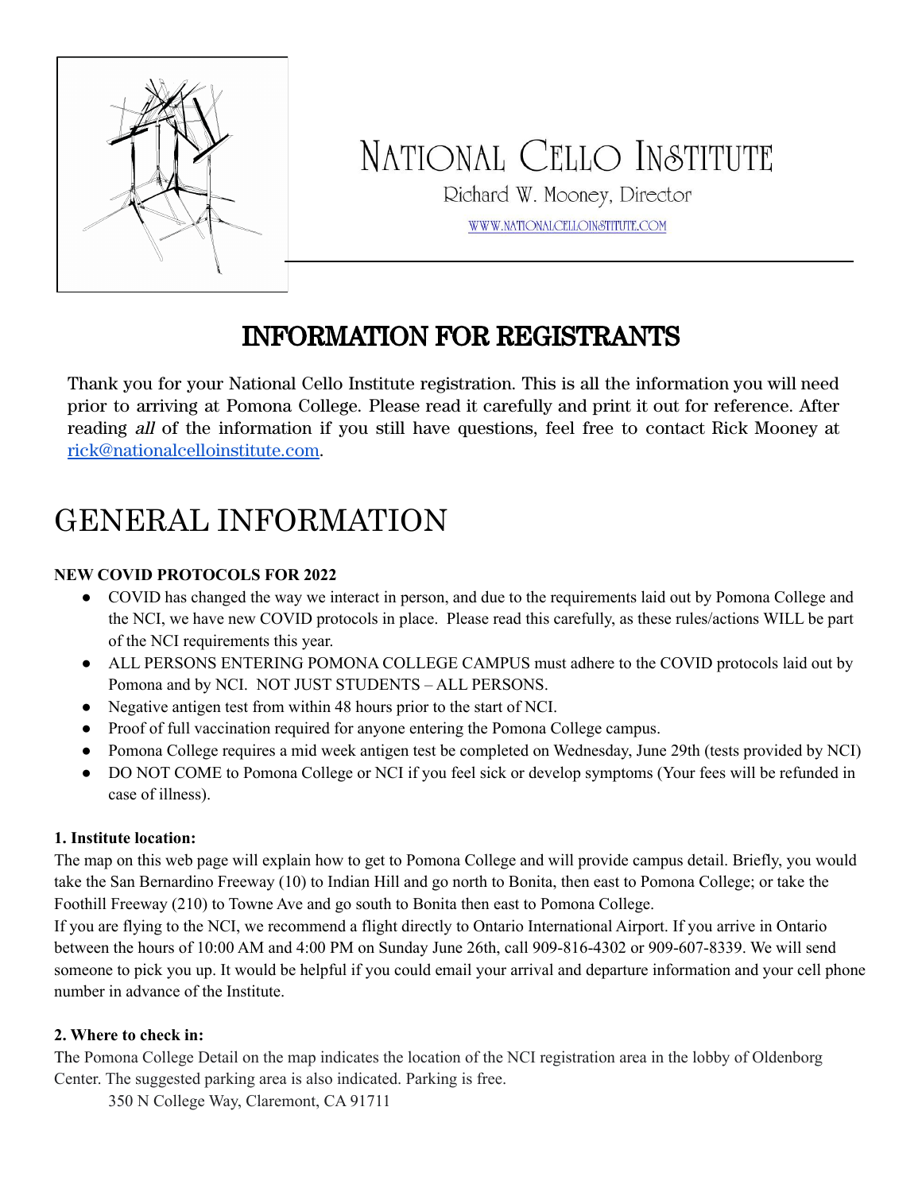# NATIONAL CELLO INSTITUTE

Richard W. Mooney, Director

WWW.NATIONALCELLOINSTITUTE.COM

## INFORMATION FOR REGISTRANTS

Thank you for your National Cello Institute registration. This is all the information you will need prior to arriving at Pomona College. Please read it carefully and print it out for reference. After reading *all* of the information if you still have questions, feel free to contact Rick Mooney at rick@nationalcelloinstitute.com.

# GENERAL INFORMATION

**NEW COVID PROTOCOLS FOR 2022**

- COVID has changed the way we interact in person, and due to the requirements laid out by Pomona College and the NCI, we have new COVID protocols in place. Please read this carefully, as these rules/actions WILL be part of the NCI requirements this year.
- ALL PERSONS ENTERING POMONA COLLEGE CAMPUS must adhere to the COVID protocols laid out by Pomona and by NCI. NOT JUST STUDENTS – ALL PERSONS.
- Negative antigen test from within 48 hours prior to the start of NCI.
- Proof of full vaccination required for anyone entering the Pomona College campus.
- Pomona College requires a mid week antigen test be completed on Wednesday, June 29th (tests provided by NCI)
- DO NOT COME to Pomona College or NCI if you feel sick or develop symptoms (Your fees will be refunded in case of illness).

**1. Institute location:**

The map on this web page will explain how to get to Pomona College and will provide campus detail. Briefly, you would take the San Bernardino Freeway (10) to Indian Hill and go north to Bonita, then east to Pomona College; or take the Foothill Freeway (210) to Towne Ave and go south to Bonita then east to Pomona College.

If you are flying to the NCI, we recommend a flight directly to Ontario International Airport. If you arrive in Ontario between the hours of 10:00 AM and 4:00 PM on Sunday June 26th, call 909-816-4302 or 909-607-8339. We will send someone to pick you up. It would be helpful if you could email your arrival and departure information and your cell phone number in advance of the Institute.

**2. Where to check in:**

The Pomona College Detail on the map indicates the location of the NCI registration area in the lobby of Oldenborg Center. The suggested parking area is also indicated. Parking is free.

350 N College Way, Claremont, CA 91711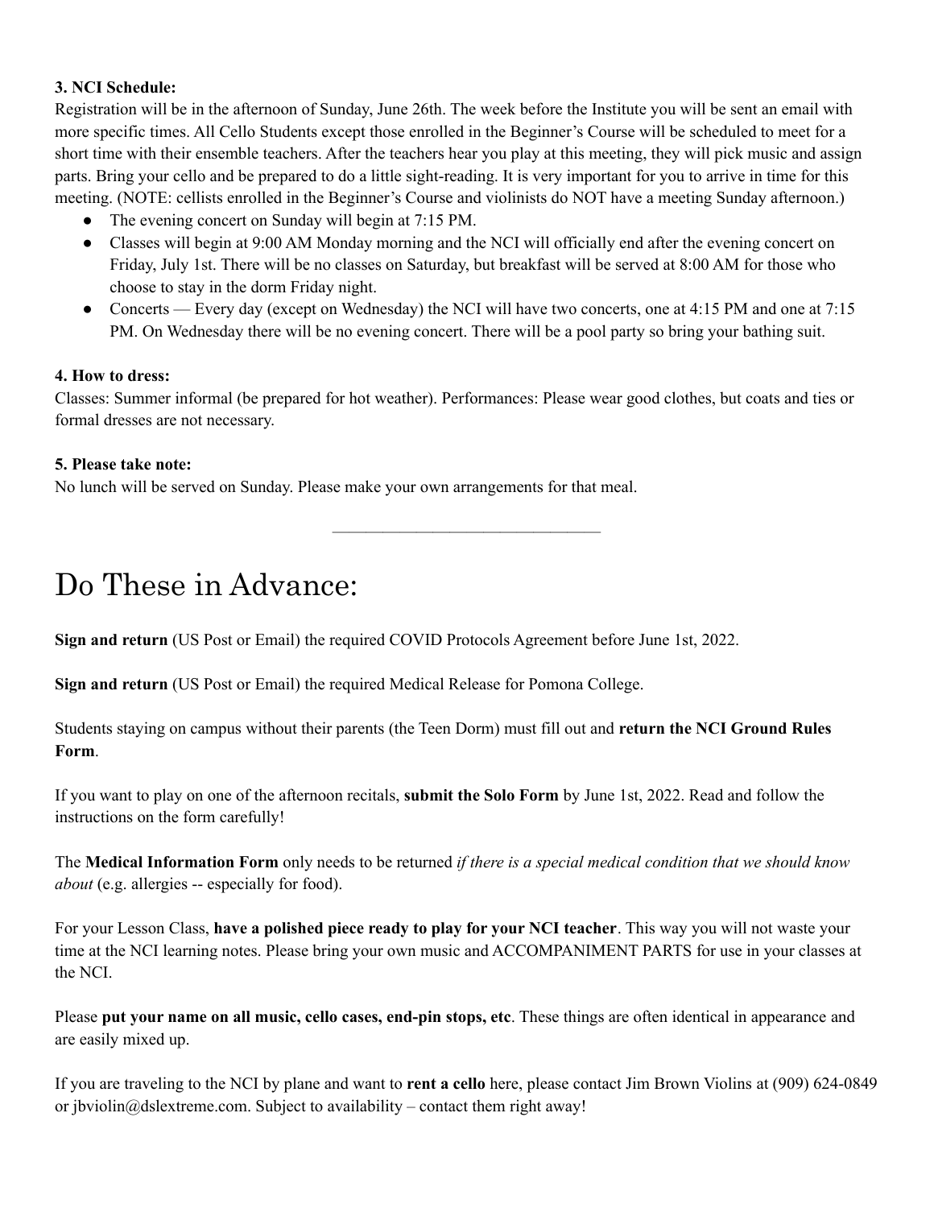**3. NCI Schedule:**

Registration will be in the afternoon of Sunday, June 26th. The week before the Institute you will be sent an email with more specific times. All Cello Students except those enrolled in the Beginner's Course will be scheduled to meet for a short time with their ensemble teachers. After the teachers hear you play at this meeting, they will pick music and assign parts. Bring your cello and be prepared to do a little sight-reading. It is very important for you to arrive in time for this meeting. (NOTE: cellists enrolled in the Beginner's Course and violinists do NOT have a meeting Sunday afternoon.)

- The evening concert on Sunday will begin at 7:15 PM.
- Classes will begin at 9:00 AM Monday morning and the NCI will officially end after the evening concert on Friday, July 1st. There will be no classes on Saturday, but breakfast will be served at 8:00 AM for those who choose to stay in the dorm Friday night.
- Concerts — Every day (except on Wednesday) the NCI will have two concerts, one at 4:15 PM and one at 7:15 PM. On Wednesday there will be no evening concert. There will be a pool party so bring your bathing suit.

**4. How to dress:**

Classes: Summer informal (be prepared for hot weather). Performances: Please wear good clothes, but coats and ties or formal dresses are not necessary.

**5. Please take note:**

No lunch will be served on Sunday. Please make your own arrangements for that meal.

---

# Do These in Advance:

**Sign and return** (US Post or Email) the required COVID Protocols Agreement before June 1st, 2022.

**Sign and return** (US Post or Email) the required Medical Release for Pomona College.

Students staying on campus without their parents (the Teen Dorm) must fill out and **return the NCI Ground Rules Form**.

If you want to play on one of the afternoon recitals, **submit the Solo Form** by June 1st, 2022. Read and follow the instructions on the form carefully!

The **Medical Information Form** only needs to be returned *if there is a special medical condition that we should know about* (e.g. allergies -- especially for food).

For your Lesson Class, **have a polished piece ready to play for your NCI teacher**. This way you will not waste your time at the NCI learning notes. Please bring your own music and ACCOMPANIMENT PARTS for use in your classes at the NCI.

Please **put your name on all music, cello cases, end-pin stops, etc**. These things are often identical in appearance and are easily mixed up.

If you are traveling to the NCI by plane and want to **rent a cello** here, please contact Jim Brown Violins at (909) 624-0849 or jbviolin@dslextreme.com. Subject to availability – contact them right away!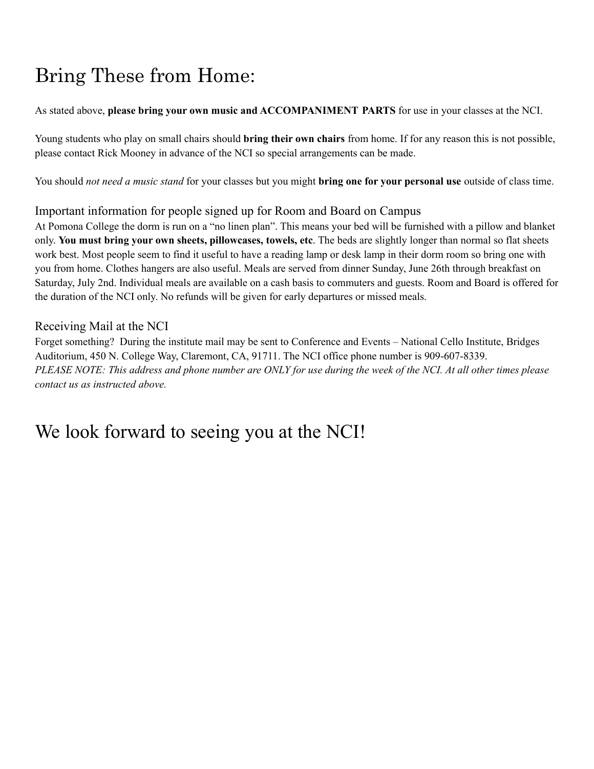# Bring These from Home:

As stated above, **please bring your own music and ACCOMPANIMENT PARTS** for use in your classes at the NCI.

Young students who play on small chairs should **bring their own chairs** from home. If for any reason this is not possible, please contact Rick Mooney in advance of the NCI so special arrangements can be made.

You should *not need a music stand* for your classes but you might **bring one for your personal use** outside of class time.

## Important information for people signed up for Room and Board on Campus

At Pomona College the dorm is run on a "no linen plan". This means your bed will be furnished with a pillow and blanket only. **You must bring your own sheets, pillowcases, towels, etc**. The beds are slightly longer than normal so flat sheets work best. Most people seem to find it useful to have a reading lamp or desk lamp in their dorm room so bring one with you from home. Clothes hangers are also useful. Meals are served from dinner Sunday, June 26th through breakfast on Saturday, July 2nd. Individual meals are available on a cash basis to commuters and guests. Room and Board is offered for the duration of the NCI only. No refunds will be given for early departures or missed meals.

## Receiving Mail at the NCI

Forget something? During the institute mail may be sent to Conference and Events – National Cello Institute, Bridges Auditorium, 450 N. College Way, Claremont, CA, 91711. The NCI office phone number is 909-607-8339.
*PLEASE NOTE: This address and phone number are ONLY for use during the week of the NCI. At all other times please contact us as instructed above.*

# We look forward to seeing you at the NCI!